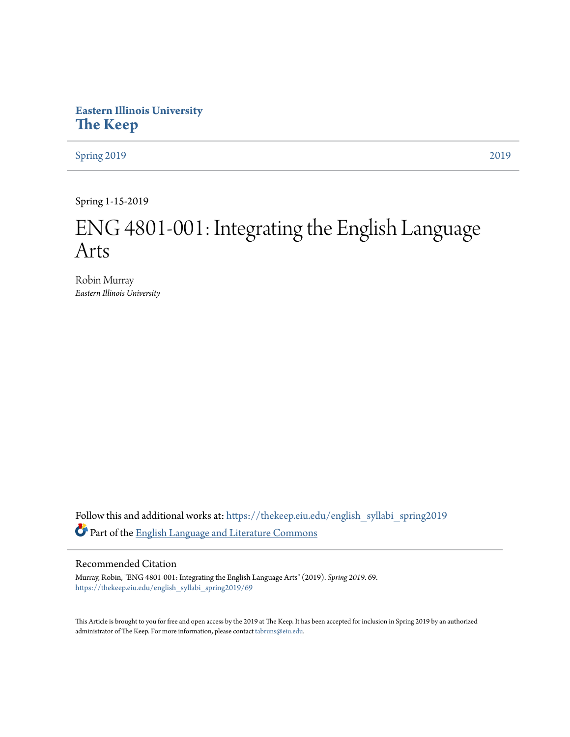Eastern Illinois University

# The Keep

Spring 2019 | 2019

Spring 1-15-2019

# ENG 4801-001: Integrating the English Language Arts

Robin Murray
*Eastern Illinois University*

Follow this and additional works at: https://thekeep.eiu.edu/english_syllabi_spring2019

Part of the English Language and Literature Commons

## Recommended Citation

Murray, Robin, "ENG 4801-001: Integrating the English Language Arts" (2019). *Spring 2019*. 69.
https://thekeep.eiu.edu/english_syllabi_spring2019/69

This Article is brought to you for free and open access by the 2019 at The Keep. It has been accepted for inclusion in Spring 2019 by an authorized administrator of The Keep. For more information, please contact tabruns@eiu.edu.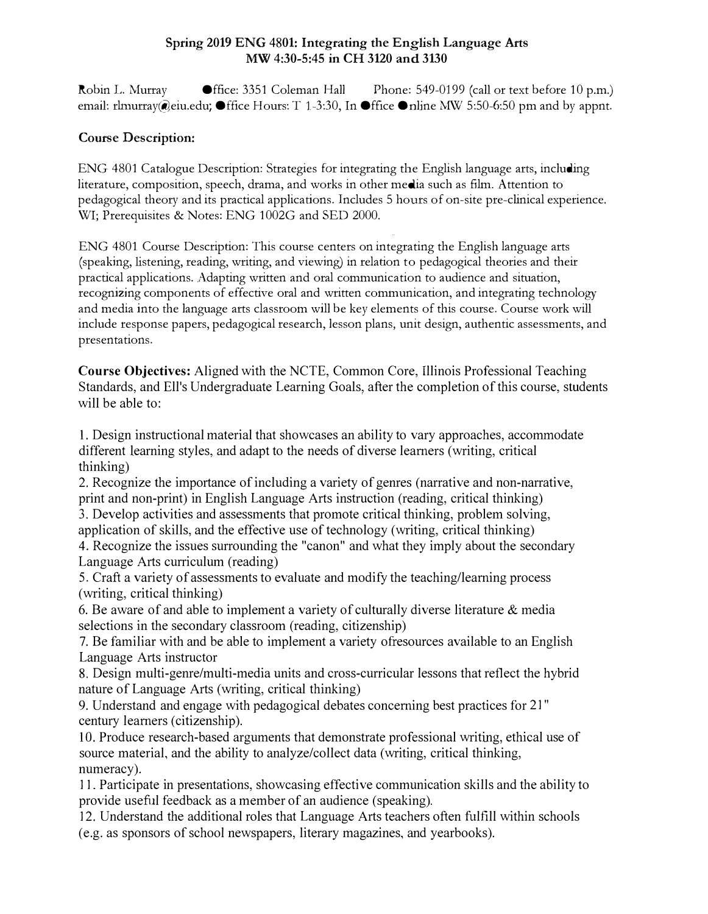**Spring 2019 ENG 4801: Integrating the English Language Arts**
**MW 4:30-5:45 in CH 3120 and 3130**

Robin L. Murray Office: 3351 Coleman Hall Phone: 549-0199 (call or text before 10 p.m.)
email: rlmurray@eiu.edu; Office Hours: T 1-3:30, In Office Online MW 5:50-6:50 pm and by appnt.

## Course Description:

ENG 4801 Catalogue Description: Strategies for integrating the English language arts, including literature, composition, speech, drama, and works in other media such as film. Attention to pedagogical theory and its practical applications. Includes 5 hours of on-site pre-clinical experience. WI; Prerequisites & Notes: ENG 1002G and SED 2000.

ENG 4801 Course Description: This course centers on integrating the English language arts (speaking, listening, reading, writing, and viewing) in relation to pedagogical theories and their practical applications. Adapting written and oral communication to audience and situation, recognizing components of effective oral and written communication, and integrating technology and media into the language arts classroom will be key elements of this course. Course work will include response papers, pedagogical research, lesson plans, unit design, authentic assessments, and presentations.

**Course Objectives:** Aligned with the NCTE, Common Core, Illinois Professional Teaching Standards, and EIU's Undergraduate Learning Goals, after the completion of this course, students will be able to:

1. Design instructional material that showcases an ability to vary approaches, accommodate different learning styles, and adapt to the needs of diverse learners (writing, critical thinking)
2. Recognize the importance of including a variety of genres (narrative and non-narrative, print and non-print) in English Language Arts instruction (reading, critical thinking)
3. Develop activities and assessments that promote critical thinking, problem solving, application of skills, and the effective use of technology (writing, critical thinking)
4. Recognize the issues surrounding the "canon" and what they imply about the secondary Language Arts curriculum (reading)
5. Craft a variety of assessments to evaluate and modify the teaching/learning process (writing, critical thinking)
6. Be aware of and able to implement a variety of culturally diverse literature & media selections in the secondary classroom (reading, citizenship)
7. Be familiar with and be able to implement a variety ofresources available to an English Language Arts instructor
8. Design multi-genre/multi-media units and cross-curricular lessons that reflect the hybrid nature of Language Arts (writing, critical thinking)
9. Understand and engage with pedagogical debates concerning best practices for 21" century learners (citizenship).
10. Produce research-based arguments that demonstrate professional writing, ethical use of source material, and the ability to analyze/collect data (writing, critical thinking, numeracy).
11. Participate in presentations, showcasing effective communication skills and the ability to provide useful feedback as a member of an audience (speaking).
12. Understand the additional roles that Language Arts teachers often fulfill within schools (e.g. as sponsors of school newspapers, literary magazines, and yearbooks).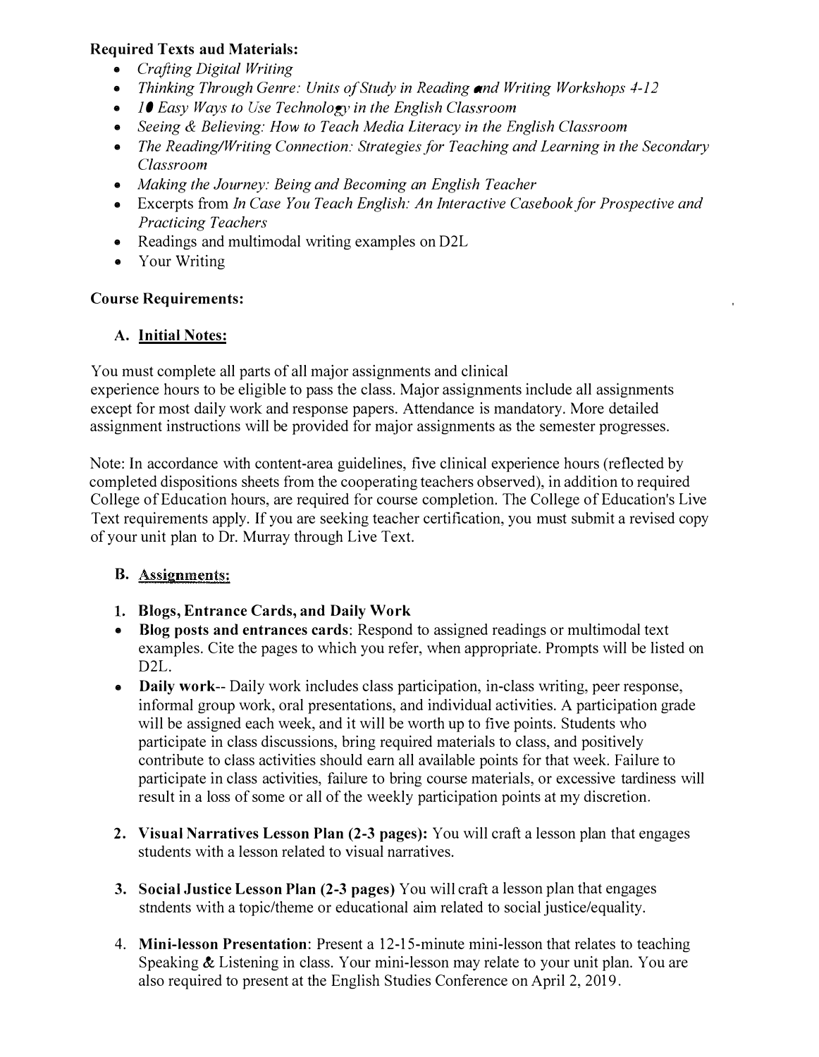**Required Texts aud Materials:**

- *Crafting Digital Writing*
- *Thinking Through Genre: Units of Study in Reading and Writing Workshops 4-12*
- *10 Easy Ways to Use Technology in the English Classroom*
- *Seeing & Believing: How to Teach Media Literacy in the English Classroom*
- *The Reading/Writing Connection: Strategies for Teaching and Learning in the Secondary Classroom*
- *Making the Journey: Being and Becoming an English Teacher*
- Excerpts from *In Case You Teach English: An Interactive Casebook for Prospective and Practicing Teachers*
- Readings and multimodal writing examples on D2L
- Your Writing

**Course Requirements:**

**A. Initial Notes:**

You must complete all parts of all major assignments and clinical experience hours to be eligible to pass the class. Major assignments include all assignments except for most daily work and response papers. Attendance is mandatory. More detailed assignment instructions will be provided for major assignments as the semester progresses.

Note: In accordance with content-area guidelines, five clinical experience hours (reflected by completed dispositions sheets from the cooperating teachers observed), in addition to required College of Education hours, are required for course completion. The College of Education's Live Text requirements apply. If you are seeking teacher certification, you must submit a revised copy of your unit plan to Dr. Murray through Live Text.

**B. Assignments:**

1. **Blogs, Entrance Cards, and Daily Work**
   - **Blog posts and entrances cards**: Respond to assigned readings or multimodal text examples. Cite the pages to which you refer, when appropriate. Prompts will be listed on D2L.
   - **Daily work**-- Daily work includes class participation, in-class writing, peer response, informal group work, oral presentations, and individual activities. A participation grade will be assigned each week, and it will be worth up to five points. Students who participate in class discussions, bring required materials to class, and positively contribute to class activities should earn all available points for that week. Failure to participate in class activities, failure to bring course materials, or excessive tardiness will result in a loss of some or all of the weekly participation points at my discretion.

2. **Visual Narratives Lesson Plan (2-3 pages):** You will craft a lesson plan that engages students with a lesson related to visual narratives.

3. **Social Justice Lesson Plan (2-3 pages)** You will craft a lesson plan that engages stndents with a topic/theme or educational aim related to social justice/equality.

4. **Mini-lesson Presentation**: Present a 12-15-minute mini-lesson that relates to teaching Speaking & Listening in class. Your mini-lesson may relate to your unit plan. You are also required to present at the English Studies Conference on April 2, 2019.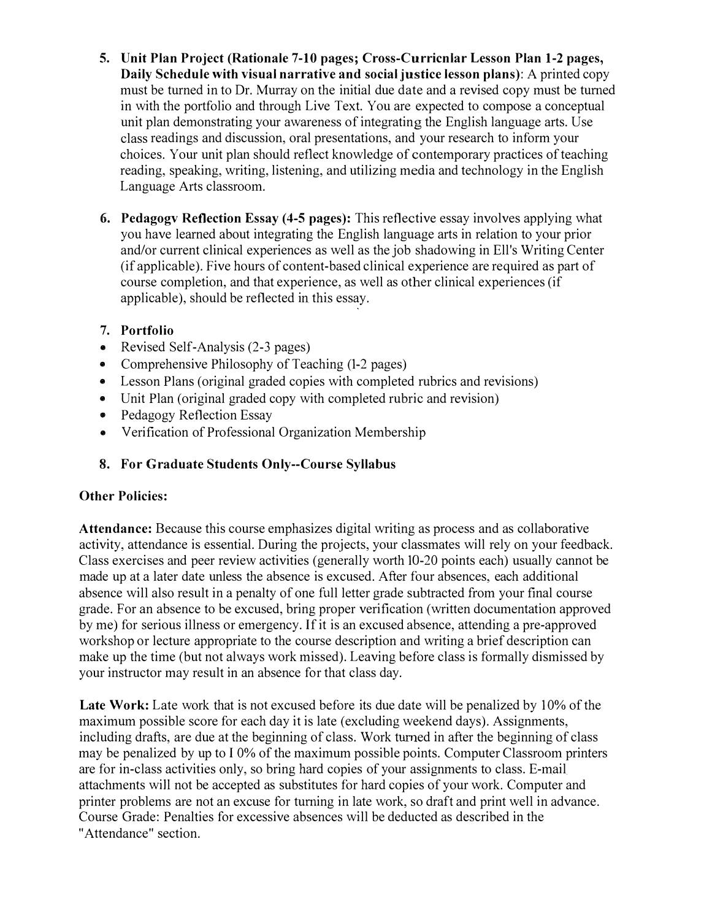5. **Unit Plan Project (Rationale 7-10 pages; Cross-Curricnlar Lesson Plan 1-2 pages, Daily Schedule with visual narrative and social justice lesson plans)**: A printed copy must be turned in to Dr. Murray on the initial due date and a revised copy must be turned in with the portfolio and through Live Text. You are expected to compose a conceptual unit plan demonstrating your awareness of integrating the English language arts. Use class readings and discussion, oral presentations, and your research to inform your choices. Your unit plan should reflect knowledge of contemporary practices of teaching reading, speaking, writing, listening, and utilizing media and technology in the English Language Arts classroom.

6. **Pedagogv Reflection Essay (4-5 pages):** This reflective essay involves applying what you have learned about integrating the English language arts in relation to your prior and/or current clinical experiences as well as the job shadowing in Ell's Writing Center (if applicable). Five hours of content-based clinical experience are required as part of course completion, and that experience, as well as other clinical experiences (if applicable), should be reflected in this essay.

7. **Portfolio**

- Revised Self-Analysis (2-3 pages)
- Comprehensive Philosophy of Teaching (1-2 pages)
- Lesson Plans (original graded copies with completed rubrics and revisions)
- Unit Plan (original graded copy with completed rubric and revision)
- Pedagogy Reflection Essay
- Verification of Professional Organization Membership

8. **For Graduate Students Only--Course Syllabus**

**Other Policies:**

**Attendance:** Because this course emphasizes digital writing as process and as collaborative activity, attendance is essential. During the projects, your classmates will rely on your feedback. Class exercises and peer review activities (generally worth 10-20 points each) usually cannot be made up at a later date unless the absence is excused. After four absences, each additional absence will also result in a penalty of one full letter grade subtracted from your final course grade. For an absence to be excused, bring proper verification (written documentation approved by me) for serious illness or emergency. If it is an excused absence, attending a pre-approved workshop or lecture appropriate to the course description and writing a brief description can make up the time (but not always work missed). Leaving before class is formally dismissed by your instructor may result in an absence for that class day.

**Late Work:** Late work that is not excused before its due date will be penalized by 10% of the maximum possible score for each day it is late (excluding weekend days). Assignments, including drafts, are due at the beginning of class. Work turned in after the beginning of class may be penalized by up to I 0% of the maximum possible points. Computer Classroom printers are for in-class activities only, so bring hard copies of your assignments to class. E-mail attachments will not be accepted as substitutes for hard copies of your work. Computer and printer problems are not an excuse for turning in late work, so draft and print well in advance. Course Grade: Penalties for excessive absences will be deducted as described in the "Attendance" section.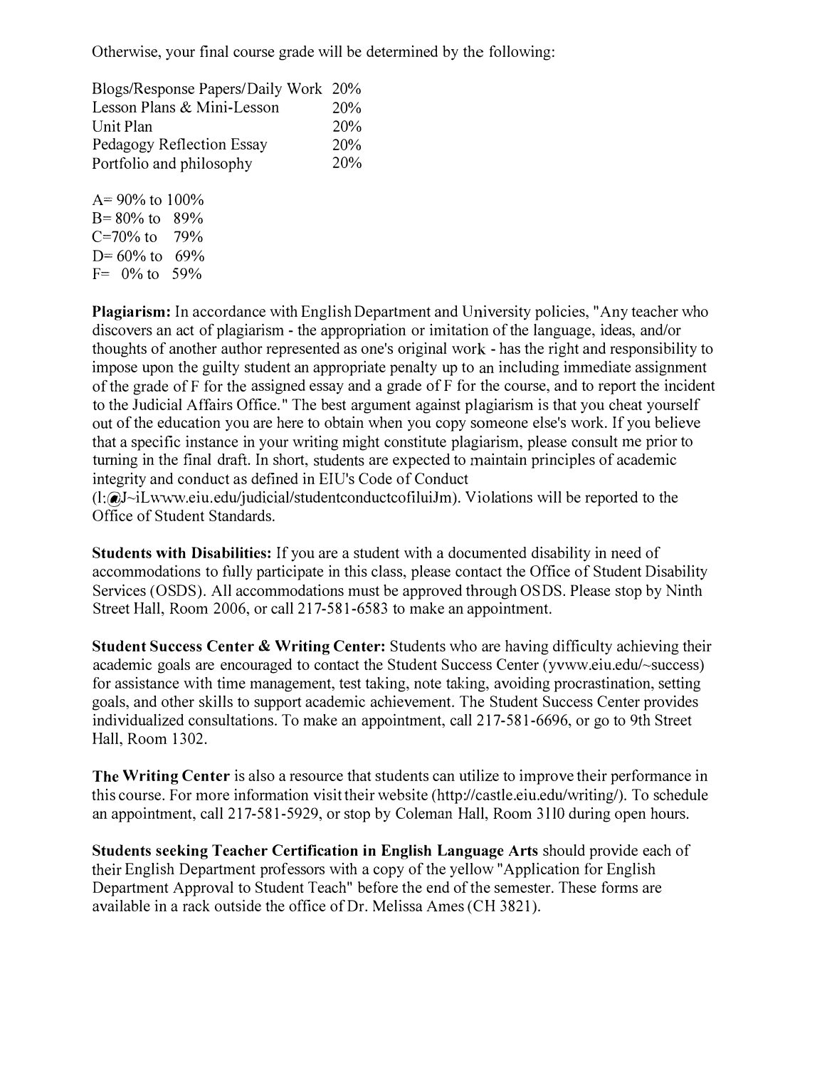Otherwise, your final course grade will be determined by the following:

| | |
|---|---|
| Blogs/Response Papers/Daily Work | 20% |
| Lesson Plans & Mini-Lesson | 20% |
| Unit Plan | 20% |
| Pedagogy Reflection Essay | 20% |
| Portfolio and philosophy | 20% |

A= 90% to 100%
B= 80% to 89%
C=70% to 79%
D= 60% to 69%
F= 0% to 59%

**Plagiarism:** In accordance with English Department and University policies, "Any teacher who discovers an act of plagiarism - the appropriation or imitation of the language, ideas, and/or thoughts of another author represented as one's original work - has the right and responsibility to impose upon the guilty student an appropriate penalty up to an including immediate assignment of the grade of F for the assigned essay and a grade of F for the course, and to report the incident to the Judicial Affairs Office." The best argument against plagiarism is that you cheat yourself out of the education you are here to obtain when you copy someone else's work. If you believe that a specific instance in your writing might constitute plagiarism, please consult me prior to turning in the final draft. In short, students are expected to maintain principles of academic integrity and conduct as defined in EIU's Code of Conduct (l:@J~iLwww.eiu.edu/judicial/studentconductcofiluiJm). Violations will be reported to the Office of Student Standards.

**Students with Disabilities:** If you are a student with a documented disability in need of accommodations to fully participate in this class, please contact the Office of Student Disability Services (OSDS). All accommodations must be approved through OSDS. Please stop by Ninth Street Hall, Room 2006, or call 217-581-6583 to make an appointment.

**Student Success Center & Writing Center:** Students who are having difficulty achieving their academic goals are encouraged to contact the Student Success Center (yvww.eiu.edu/~success) for assistance with time management, test taking, note taking, avoiding procrastination, setting goals, and other skills to support academic achievement. The Student Success Center provides individualized consultations. To make an appointment, call 217-581-6696, or go to 9th Street Hall, Room 1302.

**The Writing Center** is also a resource that students can utilize to improve their performance in this course. For more information visit their website (http://castle.eiu.edu/writing/). To schedule an appointment, call 217-581-5929, or stop by Coleman Hall, Room 3110 during open hours.

**Students seeking Teacher Certification in English Language Arts** should provide each of their English Department professors with a copy of the yellow "Application for English Department Approval to Student Teach" before the end of the semester. These forms are available in a rack outside the office of Dr. Melissa Ames (CH 3821).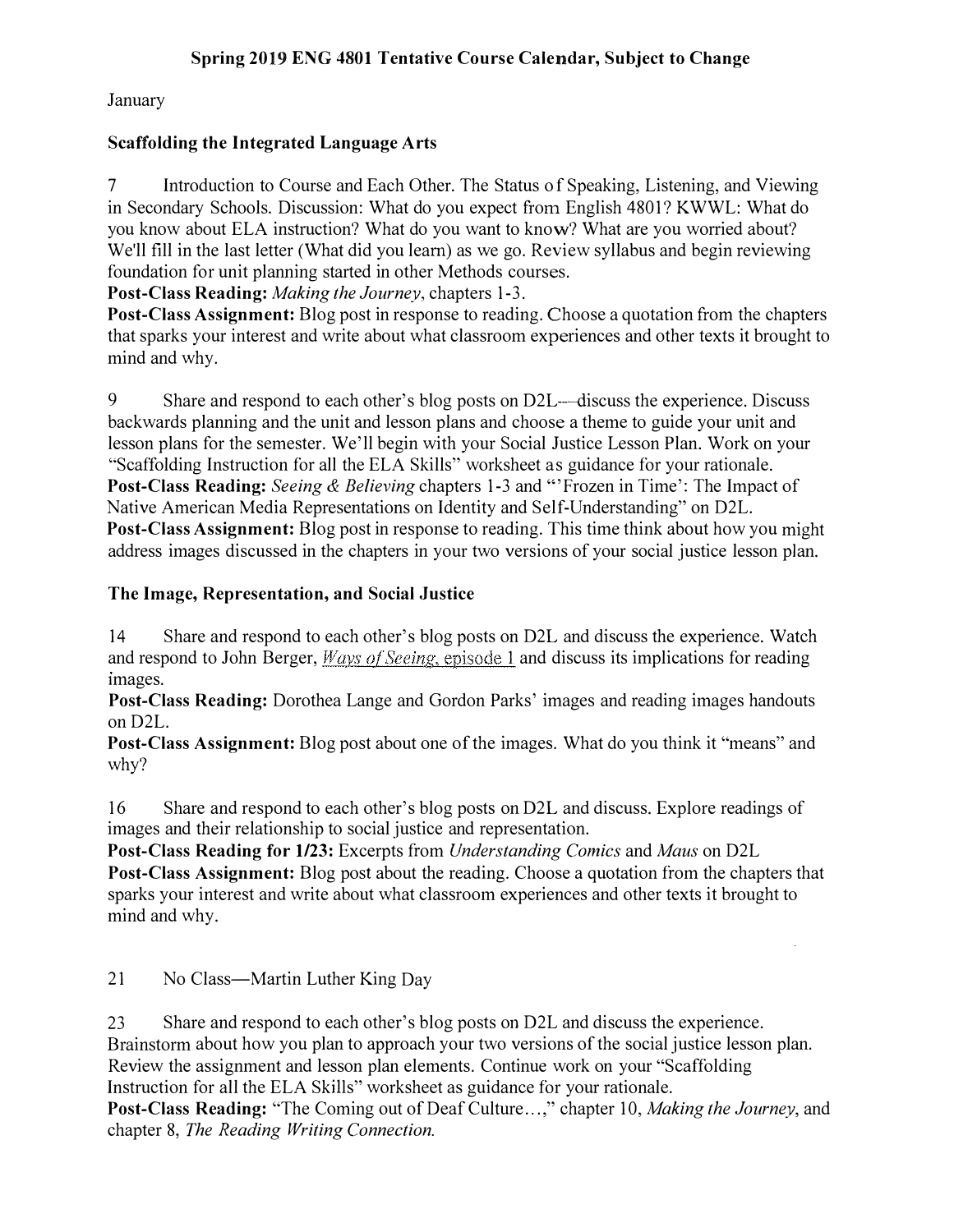# Spring 2019 ENG 4801 Tentative Course Calendar, Subject to Change

January

## Scaffolding the Integrated Language Arts

7 Introduction to Course and Each Other. The Status of Speaking, Listening, and Viewing in Secondary Schools. Discussion: What do you expect from English 4801? KWWL: What do you know about ELA instruction? What do you want to know? What are you worried about? We'll fill in the last letter (What did you learn) as we go. Review syllabus and begin reviewing foundation for unit planning started in other Methods courses.
**Post-Class Reading:** *Making the Journey*, chapters 1-3.
**Post-Class Assignment:** Blog post in response to reading. Choose a quotation from the chapters that sparks your interest and write about what classroom experiences and other texts it brought to mind and why.

9 Share and respond to each other's blog posts on D2L—discuss the experience. Discuss backwards planning and the unit and lesson plans and choose a theme to guide your unit and lesson plans for the semester. We'll begin with your Social Justice Lesson Plan. Work on your "Scaffolding Instruction for all the ELA Skills" worksheet as guidance for your rationale.
**Post-Class Reading:** *Seeing & Believing* chapters 1-3 and "'Frozen in Time': The Impact of Native American Media Representations on Identity and Self-Understanding" on D2L.
**Post-Class Assignment:** Blog post in response to reading. This time think about how you might address images discussed in the chapters in your two versions of your social justice lesson plan.

## The Image, Representation, and Social Justice

14 Share and respond to each other's blog posts on D2L and discuss the experience. Watch and respond to John Berger, *Ways of Seeing*, episode 1 and discuss its implications for reading images.
**Post-Class Reading:** Dorothea Lange and Gordon Parks' images and reading images handouts on D2L.
**Post-Class Assignment:** Blog post about one of the images. What do you think it "means" and why?

16 Share and respond to each other's blog posts on D2L and discuss. Explore readings of images and their relationship to social justice and representation.
**Post-Class Reading for 1/23:** Excerpts from *Understanding Comics* and *Maus* on D2L
**Post-Class Assignment:** Blog post about the reading. Choose a quotation from the chapters that sparks your interest and write about what classroom experiences and other texts it brought to mind and why.

21 No Class—Martin Luther King Day

23 Share and respond to each other's blog posts on D2L and discuss the experience. Brainstorm about how you plan to approach your two versions of the social justice lesson plan. Review the assignment and lesson plan elements. Continue work on your "Scaffolding Instruction for all the ELA Skills" worksheet as guidance for your rationale.
**Post-Class Reading:** "The Coming out of Deaf Culture…," chapter 10, *Making the Journey*, and chapter 8, *The Reading Writing Connection.*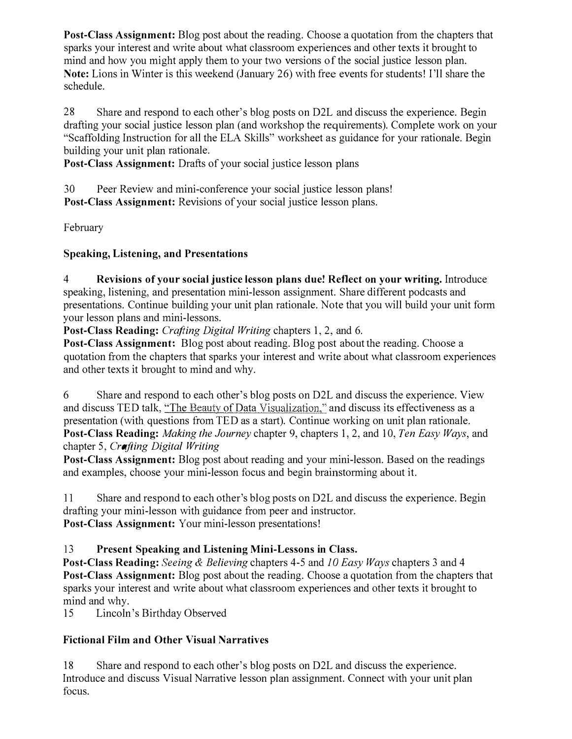**Post-Class Assignment:** Blog post about the reading. Choose a quotation from the chapters that sparks your interest and write about what classroom experiences and other texts it brought to mind and how you might apply them to your two versions of the social justice lesson plan.
**Note:** Lions in Winter is this weekend (January 26) with free events for students! I'll share the schedule.

28 Share and respond to each other's blog posts on D2L and discuss the experience. Begin drafting your social justice lesson plan (and workshop the requirements). Complete work on your "Scaffolding Instruction for all the ELA Skills" worksheet as guidance for your rationale. Begin building your unit plan rationale.
**Post-Class Assignment:** Drafts of your social justice lesson plans

30 Peer Review and mini-conference your social justice lesson plans!
**Post-Class Assignment:** Revisions of your social justice lesson plans.

February

**Speaking, Listening, and Presentations**

4 **Revisions of your social justice lesson plans due! Reflect on your writing.** Introduce speaking, listening, and presentation mini-lesson assignment. Share different podcasts and presentations. Continue building your unit plan rationale. Note that you will build your unit form your lesson plans and mini-lessons.
**Post-Class Reading:** *Crafting Digital Writing* chapters 1, 2, and 6.
**Post-Class Assignment:** Blog post about reading. Blog post about the reading. Choose a quotation from the chapters that sparks your interest and write about what classroom experiences and other texts it brought to mind and why.

6 Share and respond to each other's blog posts on D2L and discuss the experience. View and discuss TED talk, "The Beauty of Data Visualization," and discuss its effectiveness as a presentation (with questions from TED as a start). Continue working on unit plan rationale.
**Post-Class Reading:** *Making the Journey* chapter 9, chapters 1, 2, and 10, *Ten Easy Ways*, and chapter 5, *Crafting Digital Writing*
**Post-Class Assignment:** Blog post about reading and your mini-lesson. Based on the readings and examples, choose your mini-lesson focus and begin brainstorming about it.

11 Share and respond to each other's blog posts on D2L and discuss the experience. Begin drafting your mini-lesson with guidance from peer and instructor.
**Post-Class Assignment:** Your mini-lesson presentations!

13 **Present Speaking and Listening Mini-Lessons in Class.**
**Post-Class Reading:** *Seeing & Believing* chapters 4-5 and *10 Easy Ways* chapters 3 and 4
**Post-Class Assignment:** Blog post about the reading. Choose a quotation from the chapters that sparks your interest and write about what classroom experiences and other texts it brought to mind and why.
15 Lincoln's Birthday Observed

**Fictional Film and Other Visual Narratives**

18 Share and respond to each other's blog posts on D2L and discuss the experience. Introduce and discuss Visual Narrative lesson plan assignment. Connect with your unit plan focus.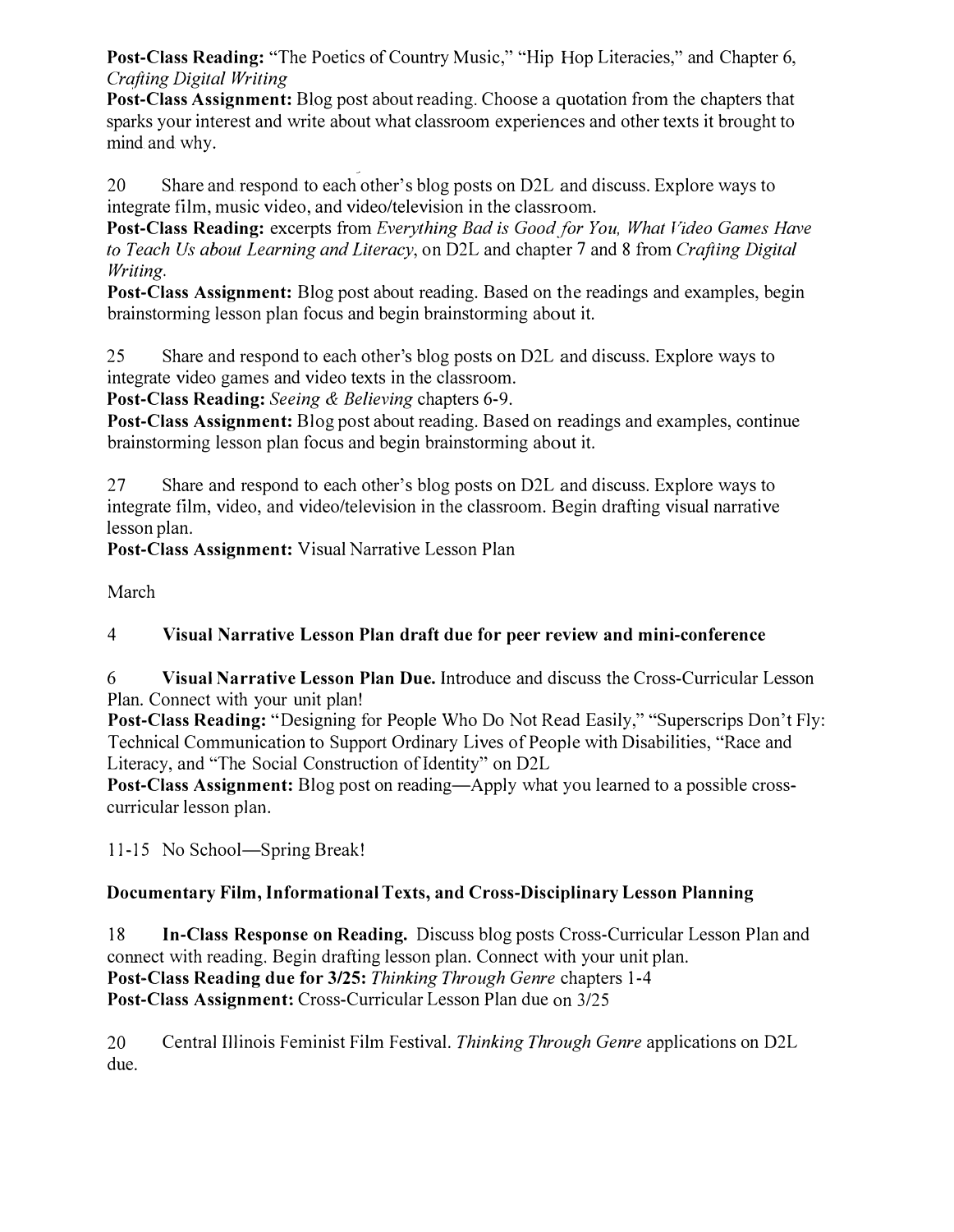**Post-Class Reading:** "The Poetics of Country Music," "Hip Hop Literacies," and Chapter 6, *Crafting Digital Writing*
**Post-Class Assignment:** Blog post about reading. Choose a quotation from the chapters that sparks your interest and write about what classroom experiences and other texts it brought to mind and why.

20 Share and respond to each other's blog posts on D2L and discuss. Explore ways to integrate film, music video, and video/television in the classroom.
**Post-Class Reading:** excerpts from *Everything Bad is Good for You, What Video Games Have to Teach Us about Learning and Literacy*, on D2L and chapter 7 and 8 from *Crafting Digital Writing*.
**Post-Class Assignment:** Blog post about reading. Based on the readings and examples, begin brainstorming lesson plan focus and begin brainstorming about it.

25 Share and respond to each other's blog posts on D2L and discuss. Explore ways to integrate video games and video texts in the classroom.
**Post-Class Reading:** *Seeing & Believing* chapters 6-9.
**Post-Class Assignment:** Blog post about reading. Based on readings and examples, continue brainstorming lesson plan focus and begin brainstorming about it.

27 Share and respond to each other's blog posts on D2L and discuss. Explore ways to integrate film, video, and video/television in the classroom. Begin drafting visual narrative lesson plan.
**Post-Class Assignment:** Visual Narrative Lesson Plan

March

4 **Visual Narrative Lesson Plan draft due for peer review and mini-conference**

6 **Visual Narrative Lesson Plan Due.** Introduce and discuss the Cross-Curricular Lesson Plan. Connect with your unit plan!
**Post-Class Reading:** "Designing for People Who Do Not Read Easily," "Superscrips Don't Fly: Technical Communication to Support Ordinary Lives of People with Disabilities, "Race and Literacy, and "The Social Construction of Identity" on D2L
**Post-Class Assignment:** Blog post on reading—Apply what you learned to a possible cross-curricular lesson plan.

11-15 No School—Spring Break!

**Documentary Film, Informational Texts, and Cross-Disciplinary Lesson Planning**

18 **In-Class Response on Reading.** Discuss blog posts Cross-Curricular Lesson Plan and connect with reading. Begin drafting lesson plan. Connect with your unit plan.
**Post-Class Reading due for 3/25:** *Thinking Through Genre* chapters 1-4
**Post-Class Assignment:** Cross-Curricular Lesson Plan due on 3/25

20 Central Illinois Feminist Film Festival. *Thinking Through Genre* applications on D2L due.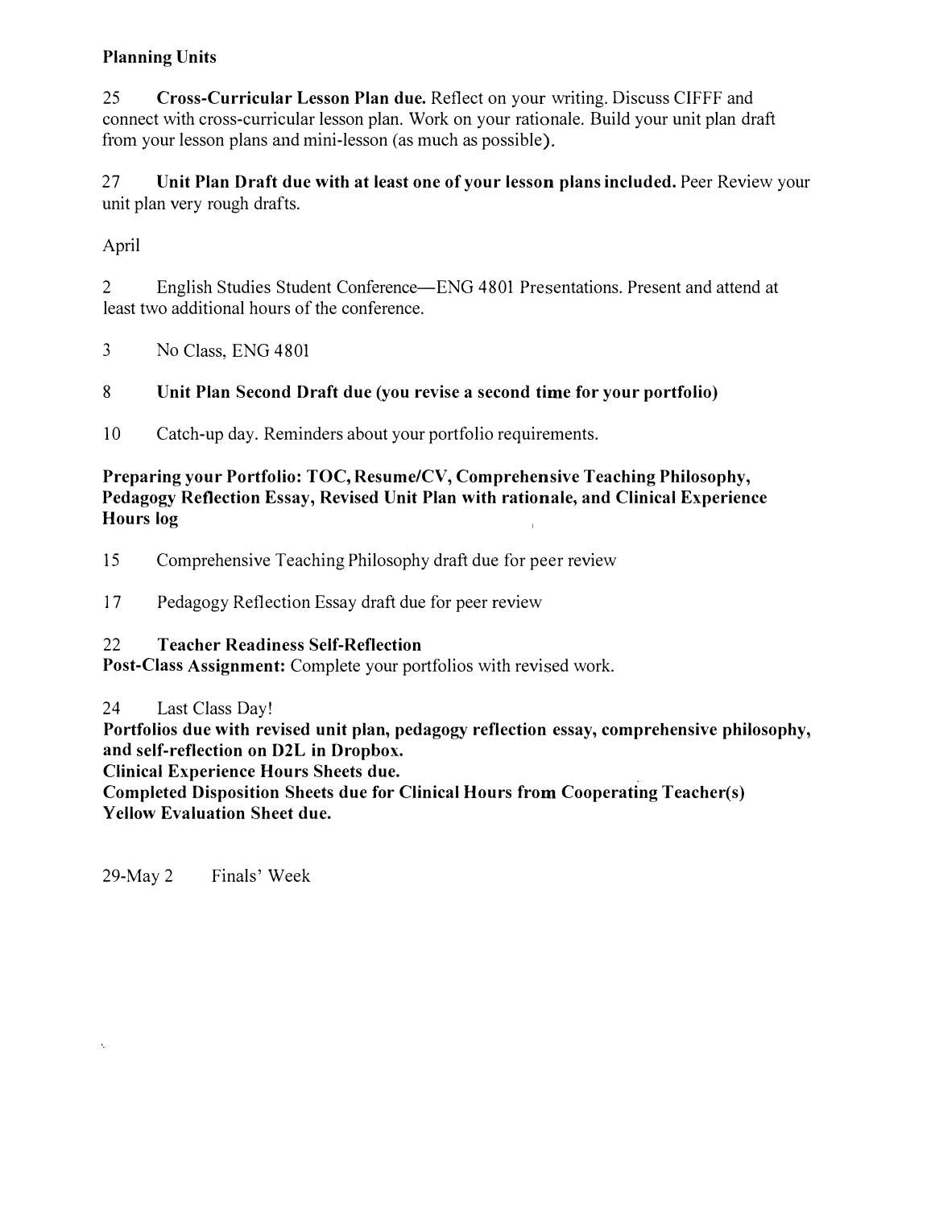**Planning Units**

25 **Cross-Curricular Lesson Plan due.** Reflect on your writing. Discuss CIFFF and connect with cross-curricular lesson plan. Work on your rationale. Build your unit plan draft from your lesson plans and mini-lesson (as much as possible).

27 **Unit Plan Draft due with at least one of your lesson plans included.** Peer Review your unit plan very rough drafts.

April

2 English Studies Student Conference—ENG 4801 Presentations. Present and attend at least two additional hours of the conference.

3 No Class, ENG 4801

8 **Unit Plan Second Draft due (you revise a second time for your portfolio)**

10 Catch-up day. Reminders about your portfolio requirements.

**Preparing your Portfolio: TOC, Resume/CV, Comprehensive Teaching Philosophy, Pedagogy Reflection Essay, Revised Unit Plan with rationale, and Clinical Experience Hours log**

15 Comprehensive Teaching Philosophy draft due for peer review

17 Pedagogy Reflection Essay draft due for peer review

22 **Teacher Readiness Self-Reflection**
**Post-Class Assignment:** Complete your portfolios with revised work.

24 Last Class Day!
**Portfolios due with revised unit plan, pedagogy reflection essay, comprehensive philosophy, and self-reflection on D2L in Dropbox.**
**Clinical Experience Hours Sheets due.**
**Completed Disposition Sheets due for Clinical Hours from Cooperating Teacher(s)**
**Yellow Evaluation Sheet due.**

29-May 2 Finals' Week